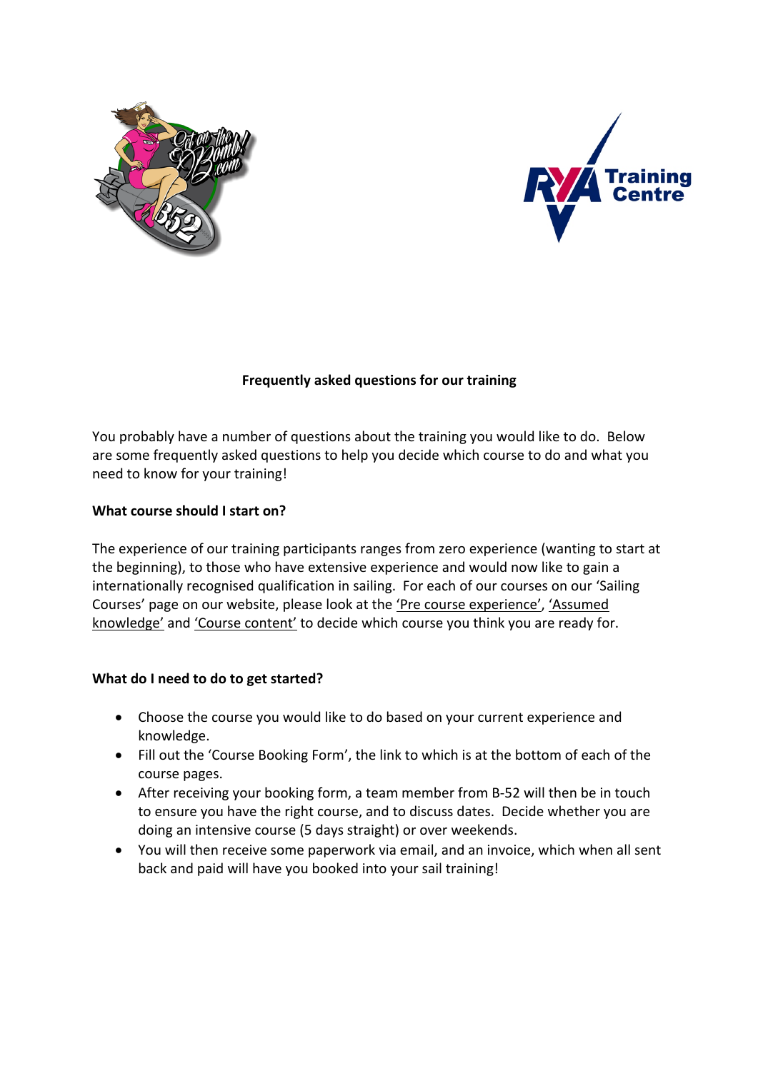**Frequently asked questions for our training**

You probably have a number of questions about the training you would like to do. Below are some frequently asked questions to help you decide which course to do and what you need to know for your training!

**What course should I start on?**

The experience of our training participants ranges from zero experience (wanting to start at the beginning), to those who have extensive experience and would now like to gain a internationally recognised qualification in sailing. For each of our courses on our 'Sailing Courses' page on our website, please look at the 'Pre course experience', 'Assumed knowledge' and 'Course content' to decide which course you think you are ready for.

**What do I need to do to get started?**

- Choose the course you would like to do based on your current experience and knowledge.
- Fill out the 'Course Booking Form', the link to which is at the bottom of each of the course pages.
- After receiving your booking form, a team member from B-52 will then be in touch to ensure you have the right course, and to discuss dates. Decide whether you are doing an intensive course (5 days straight) or over weekends.
- You will then receive some paperwork via email, and an invoice, which when all sent back and paid will have you booked into your sail training!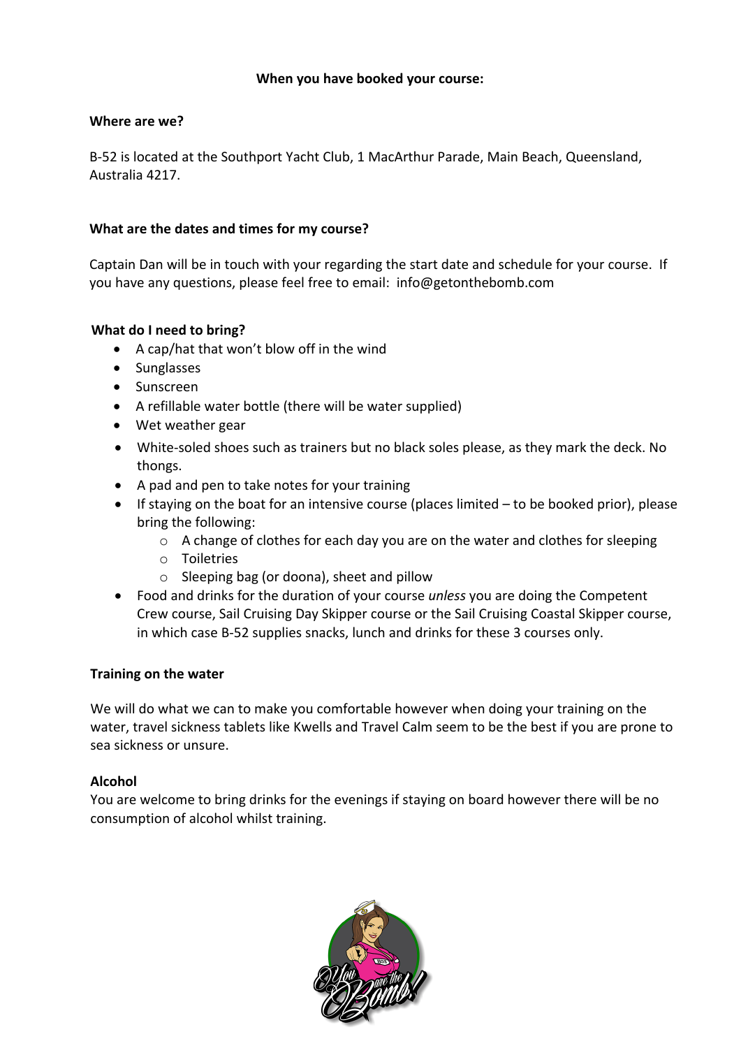**When you have booked your course:**

**Where are we?**

B-52 is located at the Southport Yacht Club, 1 MacArthur Parade, Main Beach, Queensland, Australia 4217.

**What are the dates and times for my course?**

Captain Dan will be in touch with your regarding the start date and schedule for your course. If you have any questions, please feel free to email: info@getonthebomb.com

**What do I need to bring?**

- A cap/hat that won't blow off in the wind
- Sunglasses
- Sunscreen
- A refillable water bottle (there will be water supplied)
- Wet weather gear
- White-soled shoes such as trainers but no black soles please, as they mark the deck. No thongs.
- A pad and pen to take notes for your training
- If staying on the boat for an intensive course (places limited – to be booked prior), please bring the following:
  - A change of clothes for each day you are on the water and clothes for sleeping
  - Toiletries
  - Sleeping bag (or doona), sheet and pillow
- Food and drinks for the duration of your course *unless* you are doing the Competent Crew course, Sail Cruising Day Skipper course or the Sail Cruising Coastal Skipper course, in which case B-52 supplies snacks, lunch and drinks for these 3 courses only.

**Training on the water**

We will do what we can to make you comfortable however when doing your training on the water, travel sickness tablets like Kwells and Travel Calm seem to be the best if you are prone to sea sickness or unsure.

**Alcohol**

You are welcome to bring drinks for the evenings if staying on board however there will be no consumption of alcohol whilst training.